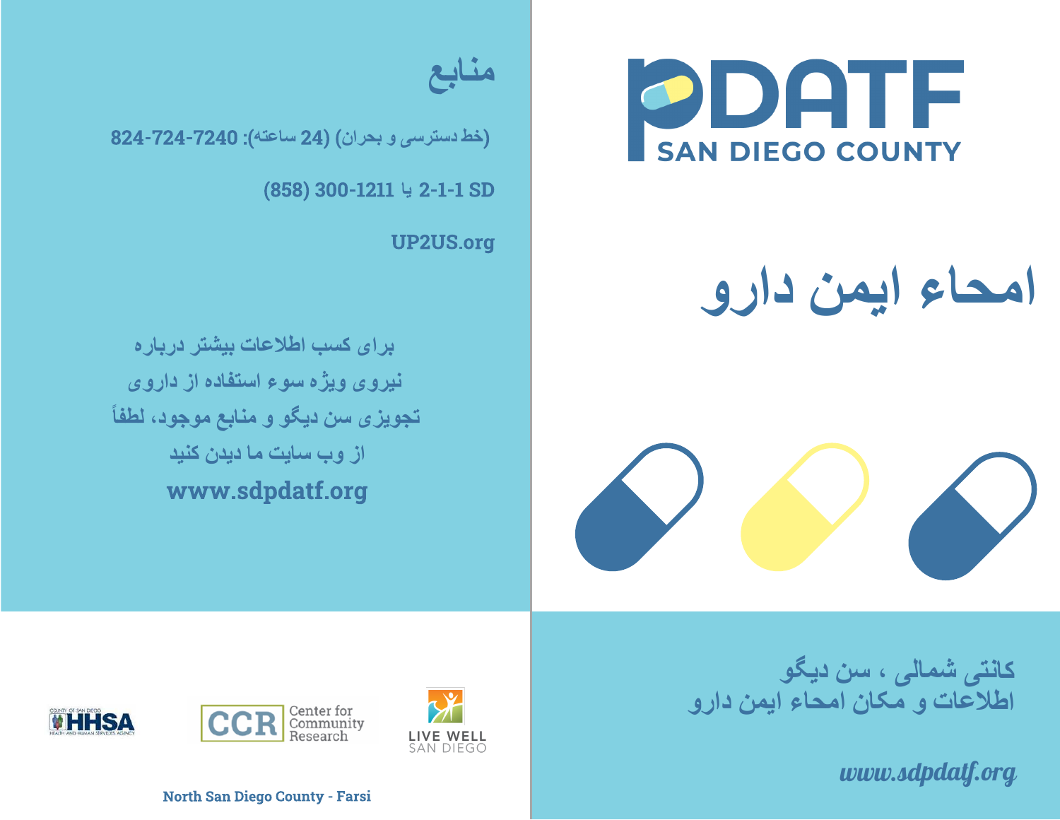## منابع

(خط دسترسی و بحران) (24 ساعته): 7240-724-824

SD 2-1-1 یا 1211-300 (858)

UP2US.org

برای کسب اطلاعات بیشتر درباره
نیروی ویژه سوء استفاده از داروی
تجویزی سن دیگو و منابع موجود، لطفاً
از وب سایت ما دیدن کنید
**www.sdpdatf.org**

HHSA — County of San Diego Health and Human Services Agency

CCR — Center for Community Research

LIVE WELL SAN DIEGO

North San Diego County - Farsi

PDATF
SAN DIEGO COUNTY

# امحاء ایمن دارو

**کانتی شمالی ، سن دیگو**
**اطلاعات و مکان امحاء ایمن دارو**

*www.sdpdatf.org*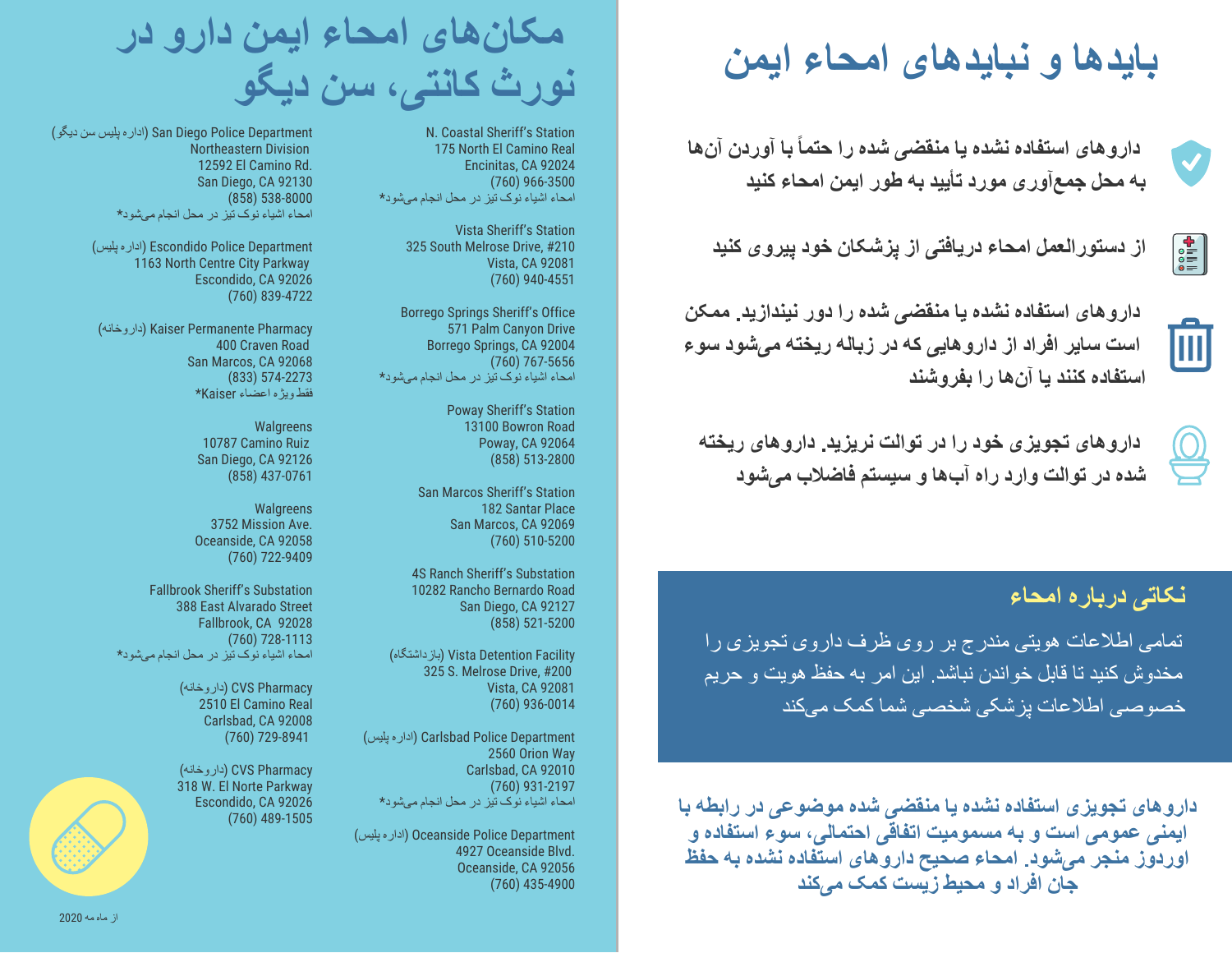# بایدها و نبایدهای امحاء ایمن

داروهای استفاده نشده یا منقضی شده را حتماً با آوردن آن‌ها به محل جمع‌آوری مورد تأیید به طور ایمن امحاء کنید

از دستورالعمل امحاء دریافتی از پزشکان خود پیروی کنید

داروهای استفاده نشده یا منقضی شده را دور نیندازید. ممکن است سایر افراد از داروهایی که در زباله ریخته می‌شود سوء استفاده کنند یا آن‌ها را بفروشند

داروهای تجویزی خود را در توالت نریزید. داروهای ریخته شده در توالت وارد راه آب‌ها و سیستم فاضلاب می‌شود

## نکاتی درباره امحاء

تمامی اطلاعات هویتی مندرج بر روی ظرف داروی تجویزی را مخدوش کنید تا قابل خواندن نباشد. این امر به حفظ هویت و حریم خصوصی اطلاعات پزشکی شخصی شما کمک می‌کند

**داروهای تجویزی استفاده نشده یا منقضی شده موضوعی در رابطه با ایمنی عمومی است و به مسمومیت اتفاقی احتمالی، سوء استفاده و اوردوز منجر می‌شود. امحاء صحیح داروهای استفاده نشده به حفظ جان افراد و محیط زیست کمک می‌کند**

# مکان‌های امحاء ایمن دارو در نورث کانتی، سن دیگو

N. Coastal Sheriff's Station
175 North El Camino Real
Encinitas, CA 92024
(760) 966-3500
امحاء اشیاء نوک تیز نیز در محل انجام می‌شود*

Vista Sheriff's Station
325 South Melrose Drive, #210
Vista, CA 92081
(760) 940-4551

Borrego Springs Sheriff's Office
571 Palm Canyon Drive
Borrego Springs, CA 92004
(760) 767-5656
امحاء اشیاء نوک تیز نیز در محل انجام می‌شود*

Poway Sheriff's Station
13100 Bowron Road
Poway, CA 92064
(858) 513-2800

San Marcos Sheriff's Station
182 Santar Place
San Marcos, CA 92069
(760) 510-5200

4S Ranch Sheriff's Substation
10282 Rancho Bernardo Road
San Diego, CA 92127
(858) 521-5200

Vista Detention Facility (بازداشتگاه)
325 S. Melrose Drive, #200
Vista, CA 92081
(760) 936-0014

Carlsbad Police Department (اداره پلیس)
2560 Orion Way
Carlsbad, CA 92010
(760) 931-2197
امحاء اشیاء نوک تیز نیز در محل انجام می‌شود*

Oceanside Police Department (اداره پلیس)
4927 Oceanside Blvd.
Oceanside, CA 92056
(760) 435-4900

San Diego Police Department (اداره پلیس سن دیگو)
Northeastern Division
12592 El Camino Rd.
San Diego, CA 92130
(858) 538-8000
امحاء اشیاء نوک تیز نیز در محل انجام می‌شود*

Escondido Police Department (اداره پلیس)
1163 North Centre City Parkway
Escondido, CA 92026
(760) 839-4722

Kaiser Permanente Pharmacy (داروخانه)
400 Craven Road
San Marcos, CA 92068
(833) 574-2273
فقط ویژه اعضاء Kaiser*

Walgreens
10787 Camino Ruiz
San Diego, CA 92126
(858) 437-0761

Walgreens
3752 Mission Ave.
Oceanside, CA 92058
(760) 722-9409

Fallbrook Sheriff's Substation
388 East Alvarado Street
Fallbrook, CA 92028
(760) 728-1113
امحاء اشیاء نوک تیز نیز در محل انجام می‌شود*

CVS Pharmacy (داروخانه)
2510 El Camino Real
Carlsbad, CA 92008
(760) 729-8941

CVS Pharmacy (داروخانه)
318 W. El Norte Parkway
Escondido, CA 92026
(760) 489-1505

از ماه مه 2020